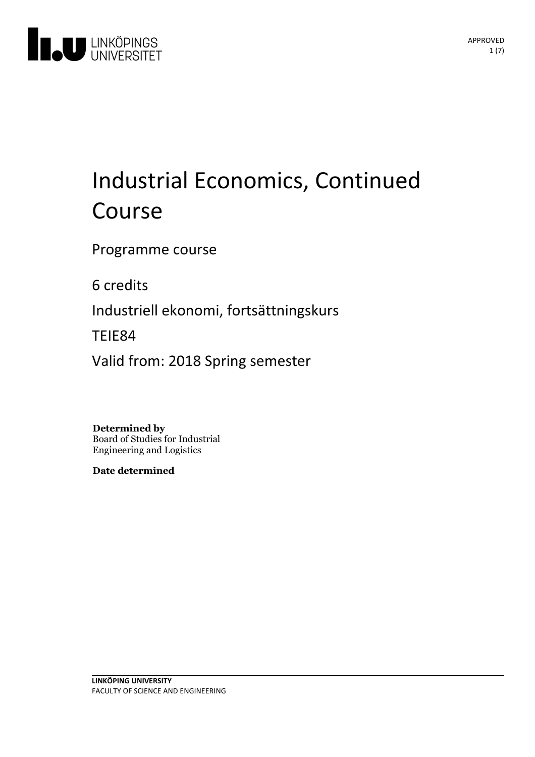# Industrial Economics, Continued Course

Programme course

6 credits

Industriell ekonomi, fortsättningskurs

TEIE84

Valid from: 2018 Spring semester

**Determined by**
Board of Studies for Industrial Engineering and Logistics

**Date determined**

**LINKÖPING UNIVERSITY**
FACULTY OF SCIENCE AND ENGINEERING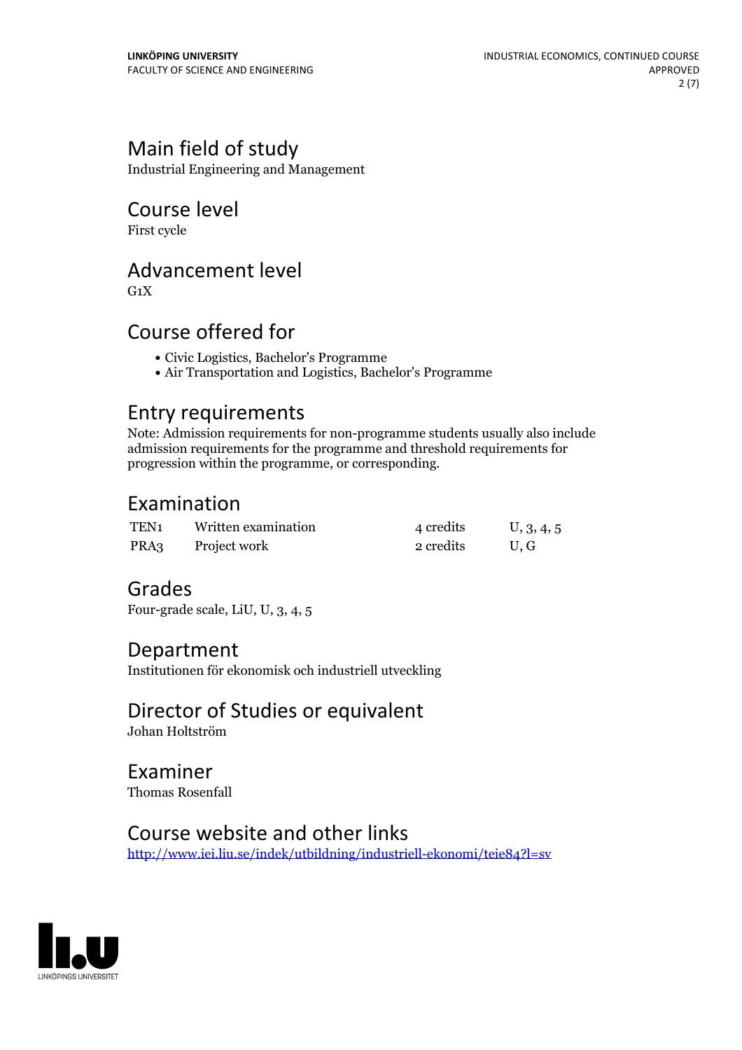## Main field of study

Industrial Engineering and Management

## Course level

First cycle

## Advancement level

G1X

## Course offered for

- Civic Logistics, Bachelor's Programme
- Air Transportation and Logistics, Bachelor's Programme

## Entry requirements

Note: Admission requirements for non-programme students usually also include admission requirements for the programme and threshold requirements for progression within the programme, or corresponding.

## Examination

| | | | |
|---|---|---|---|
| TEN1 | Written examination | 4 credits | U, 3, 4, 5 |
| PRA3 | Project work | 2 credits | U, G |

## Grades

Four-grade scale, LiU, U, 3, 4, 5

## Department

Institutionen för ekonomisk och industriell utveckling

## Director of Studies or equivalent

Johan Holtström

## Examiner

Thomas Rosenfall

## Course website and other links

http://www.iei.liu.se/indek/utbildning/industriell-ekonomi/teie84?l=sv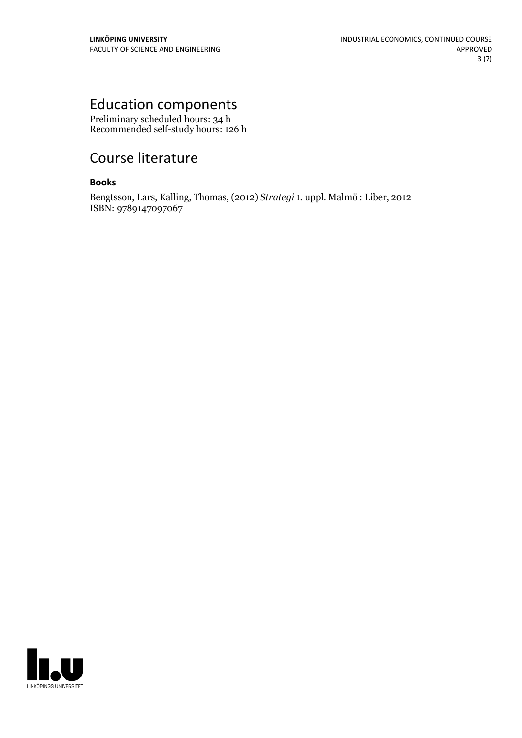# Education components

Preliminary scheduled hours: 34 h
Recommended self-study hours: 126 h

# Course literature

### Books

Bengtsson, Lars, Kalling, Thomas, (2012) *Strategi* 1. uppl. Malmö : Liber, 2012
ISBN: 9789147097067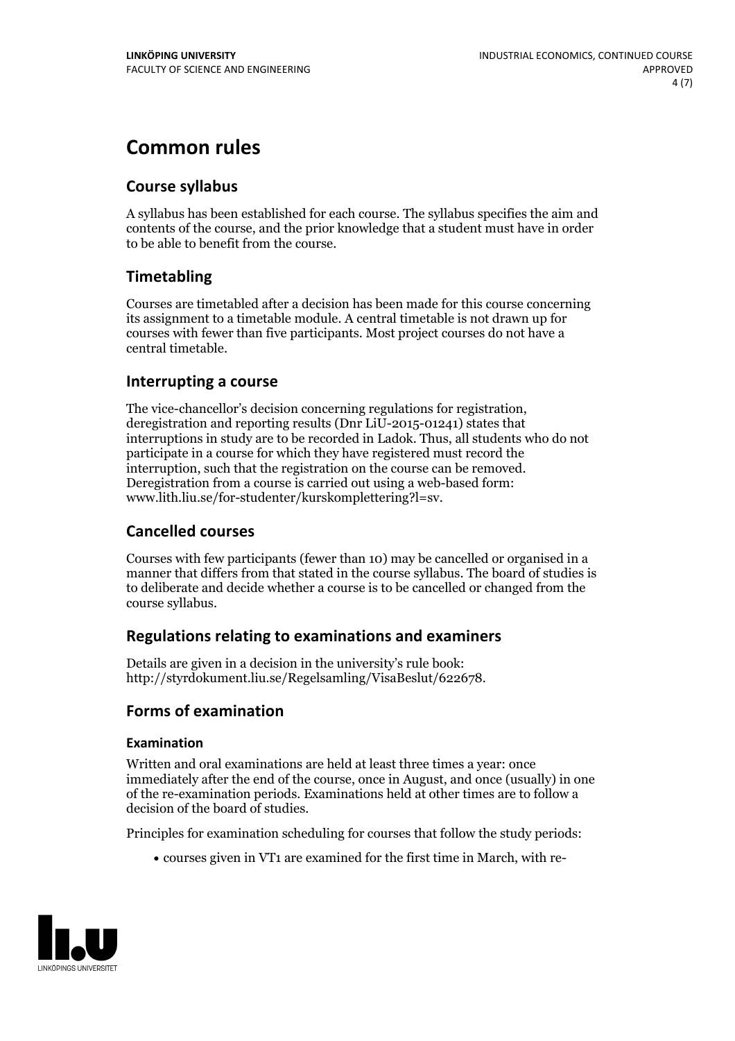# Common rules

## Course syllabus

A syllabus has been established for each course. The syllabus specifies the aim and contents of the course, and the prior knowledge that a student must have in order to be able to benefit from the course.

## Timetabling

Courses are timetabled after a decision has been made for this course concerning its assignment to a timetable module. A central timetable is not drawn up for courses with fewer than five participants. Most project courses do not have a central timetable.

## Interrupting a course

The vice-chancellor's decision concerning regulations for registration, deregistration and reporting results (Dnr LiU-2015-01241) states that interruptions in study are to be recorded in Ladok. Thus, all students who do not participate in a course for which they have registered must record the interruption, such that the registration on the course can be removed. Deregistration from a course is carried out using a web-based form: www.lith.liu.se/for-studenter/kurskomplettering?l=sv.

## Cancelled courses

Courses with few participants (fewer than 10) may be cancelled or organised in a manner that differs from that stated in the course syllabus. The board of studies is to deliberate and decide whether a course is to be cancelled or changed from the course syllabus.

## Regulations relating to examinations and examiners

Details are given in a decision in the university's rule book: http://styrdokument.liu.se/Regelsamling/VisaBeslut/622678.

## Forms of examination

### Examination

Written and oral examinations are held at least three times a year: once immediately after the end of the course, once in August, and once (usually) in one of the re-examination periods. Examinations held at other times are to follow a decision of the board of studies.

Principles for examination scheduling for courses that follow the study periods:

- courses given in VT1 are examined for the first time in March, with re-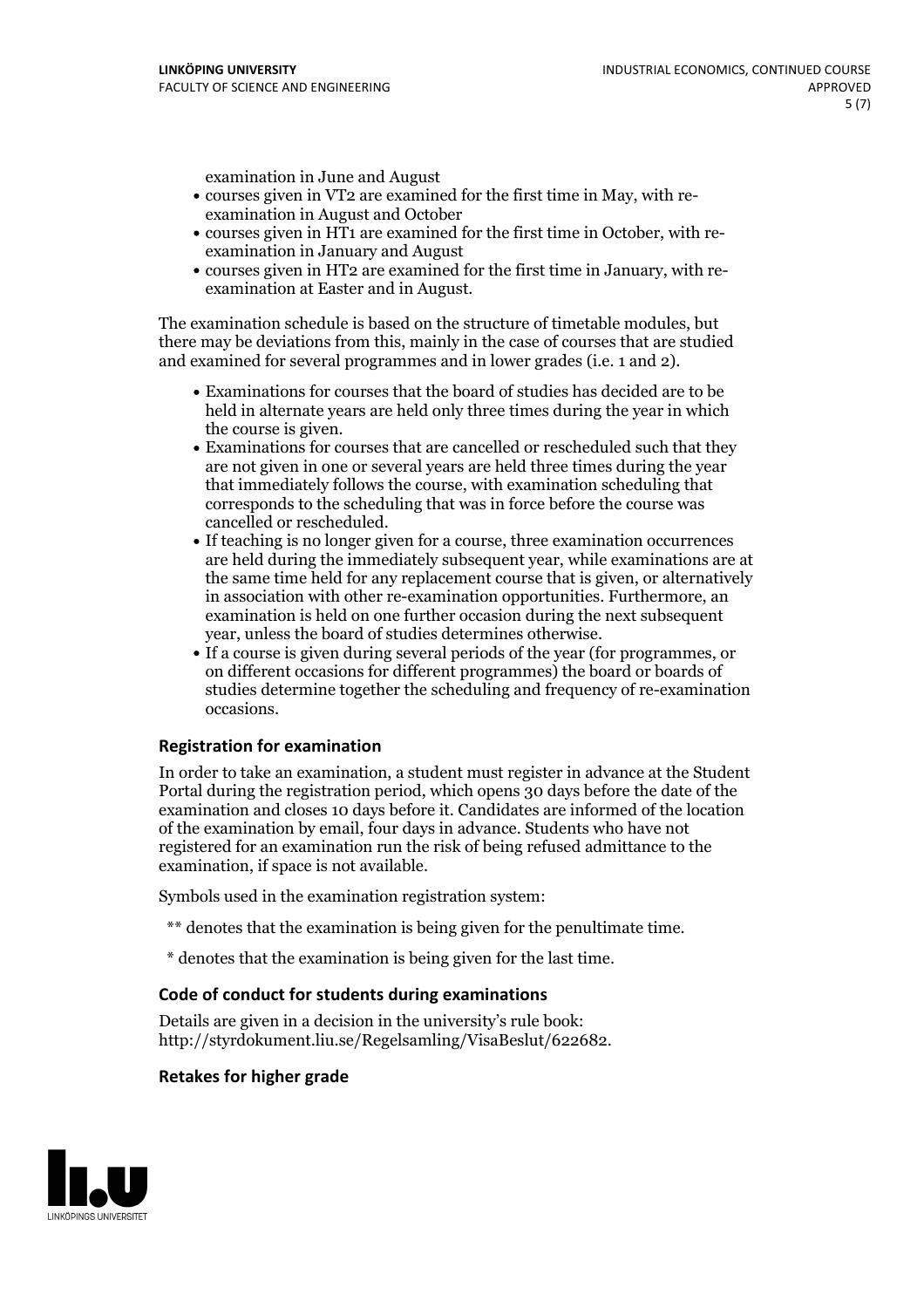examination in June and August

- courses given in VT2 are examined for the first time in May, with re-examination in August and October
- courses given in HT1 are examined for the first time in October, with re-examination in January and August
- courses given in HT2 are examined for the first time in January, with re-examination at Easter and in August.

The examination schedule is based on the structure of timetable modules, but there may be deviations from this, mainly in the case of courses that are studied and examined for several programmes and in lower grades (i.e. 1 and 2).

- Examinations for courses that the board of studies has decided are to be held in alternate years are held only three times during the year in which the course is given.
- Examinations for courses that are cancelled or rescheduled such that they are not given in one or several years are held three times during the year that immediately follows the course, with examination scheduling that corresponds to the scheduling that was in force before the course was cancelled or rescheduled.
- If teaching is no longer given for a course, three examination occurrences are held during the immediately subsequent year, while examinations are at the same time held for any replacement course that is given, or alternatively in association with other re-examination opportunities. Furthermore, an examination is held on one further occasion during the next subsequent year, unless the board of studies determines otherwise.
- If a course is given during several periods of the year (for programmes, or on different occasions for different programmes) the board or boards of studies determine together the scheduling and frequency of re-examination occasions.

### Registration for examination

In order to take an examination, a student must register in advance at the Student Portal during the registration period, which opens 30 days before the date of the examination and closes 10 days before it. Candidates are informed of the location of the examination by email, four days in advance. Students who have not registered for an examination run the risk of being refused admittance to the examination, if space is not available.

Symbols used in the examination registration system:

** denotes that the examination is being given for the penultimate time.

* denotes that the examination is being given for the last time.

### Code of conduct for students during examinations

Details are given in a decision in the university's rule book: http://styrdokument.liu.se/Regelsamling/VisaBeslut/622682.

### Retakes for higher grade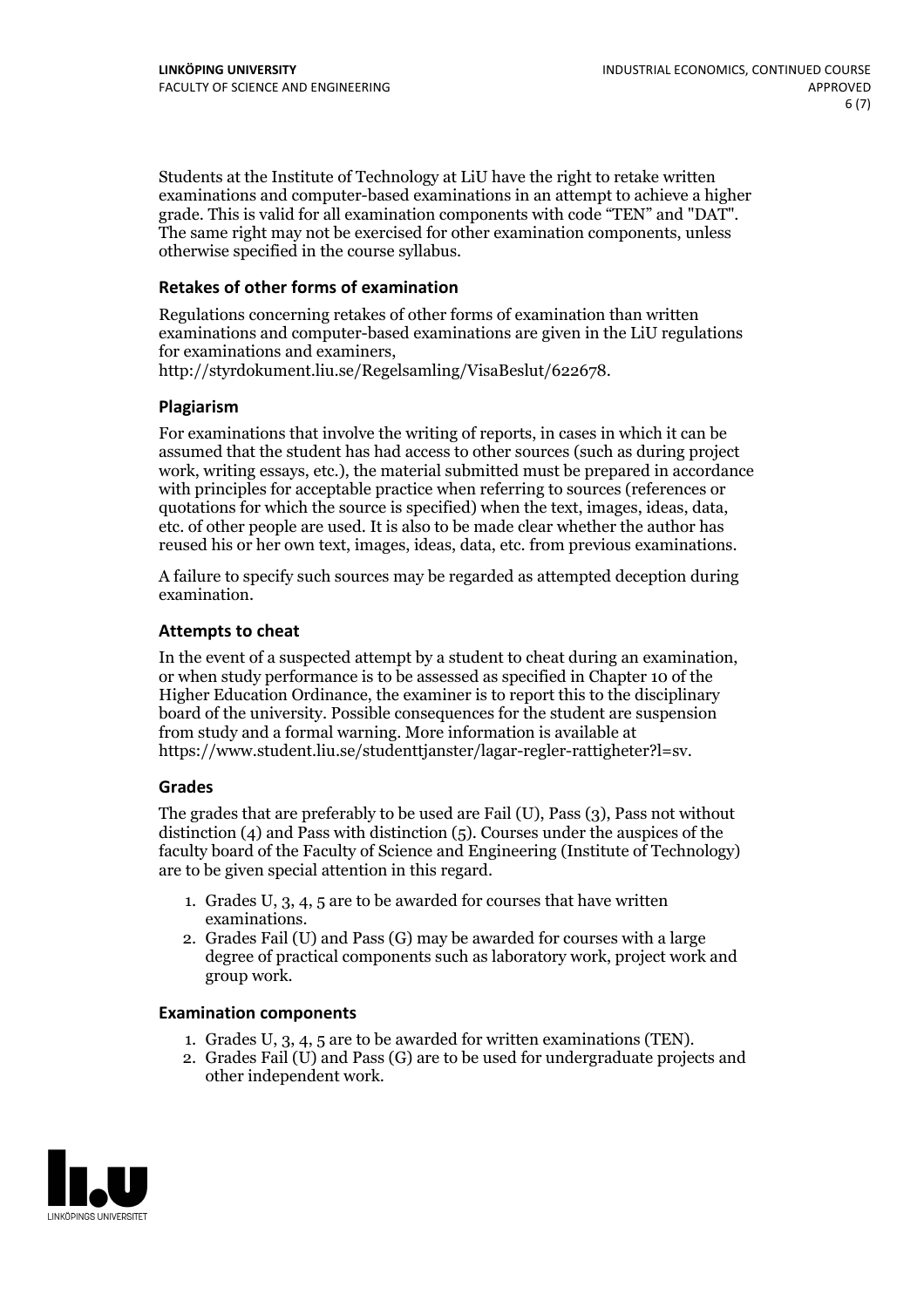Students at the Institute of Technology at LiU have the right to retake written examinations and computer-based examinations in an attempt to achieve a higher grade. This is valid for all examination components with code "TEN" and "DAT". The same right may not be exercised for other examination components, unless otherwise specified in the course syllabus.

### Retakes of other forms of examination

Regulations concerning retakes of other forms of examination than written examinations and computer-based examinations are given in the LiU regulations for examinations and examiners, http://styrdokument.liu.se/Regelsamling/VisaBeslut/622678.

### Plagiarism

For examinations that involve the writing of reports, in cases in which it can be assumed that the student has had access to other sources (such as during project work, writing essays, etc.), the material submitted must be prepared in accordance with principles for acceptable practice when referring to sources (references or quotations for which the source is specified) when the text, images, ideas, data, etc. of other people are used. It is also to be made clear whether the author has reused his or her own text, images, ideas, data, etc. from previous examinations.

A failure to specify such sources may be regarded as attempted deception during examination.

### Attempts to cheat

In the event of a suspected attempt by a student to cheat during an examination, or when study performance is to be assessed as specified in Chapter 10 of the Higher Education Ordinance, the examiner is to report this to the disciplinary board of the university. Possible consequences for the student are suspension from study and a formal warning. More information is available at https://www.student.liu.se/studenttjanster/lagar-regler-rattigheter?l=sv.

### Grades

The grades that are preferably to be used are Fail (U), Pass (3), Pass not without distinction (4) and Pass with distinction (5). Courses under the auspices of the faculty board of the Faculty of Science and Engineering (Institute of Technology) are to be given special attention in this regard.

1. Grades U, 3, 4, 5 are to be awarded for courses that have written examinations.
2. Grades Fail (U) and Pass (G) may be awarded for courses with a large degree of practical components such as laboratory work, project work and group work.

### Examination components

1. Grades U, 3, 4, 5 are to be awarded for written examinations (TEN).
2. Grades Fail (U) and Pass (G) are to be used for undergraduate projects and other independent work.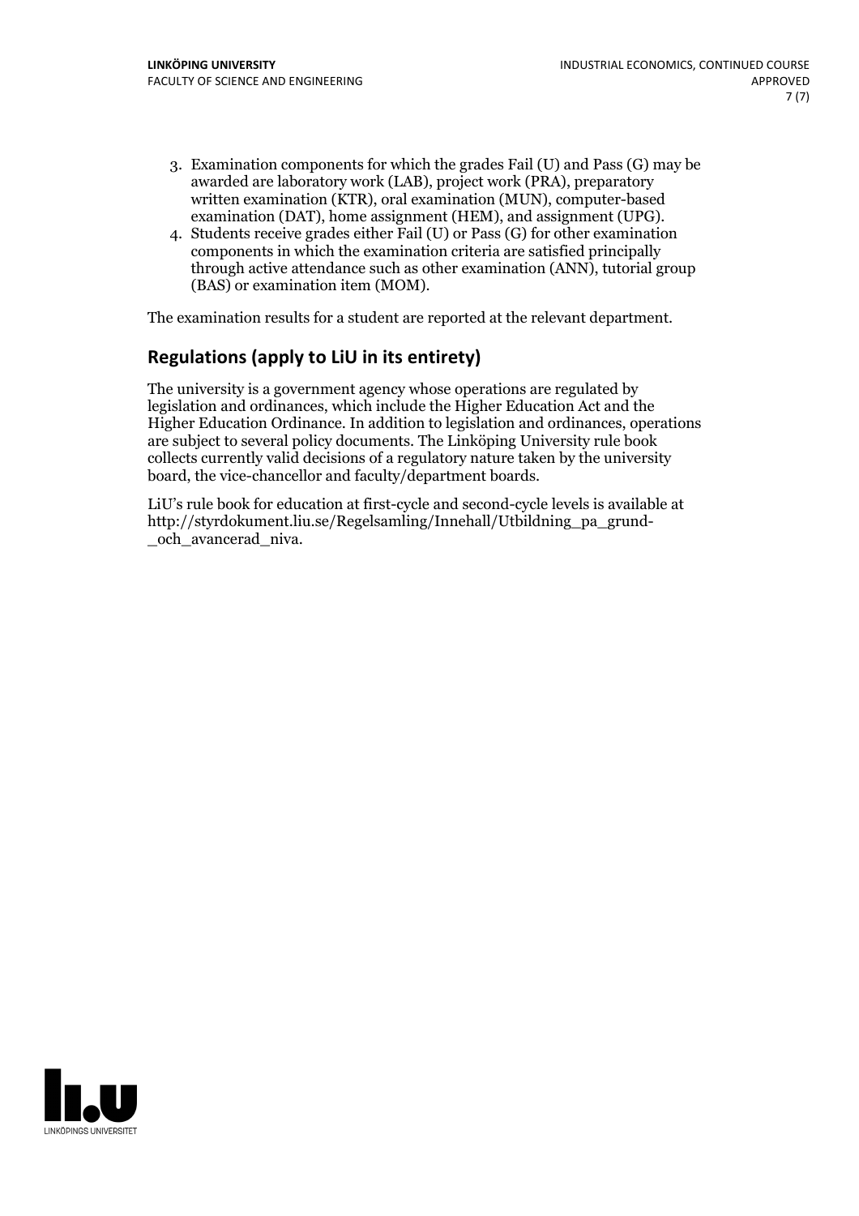3. Examination components for which the grades Fail (U) and Pass (G) may be awarded are laboratory work (LAB), project work (PRA), preparatory written examination (KTR), oral examination (MUN), computer-based examination (DAT), home assignment (HEM), and assignment (UPG).
4. Students receive grades either Fail (U) or Pass (G) for other examination components in which the examination criteria are satisfied principally through active attendance such as other examination (ANN), tutorial group (BAS) or examination item (MOM).

The examination results for a student are reported at the relevant department.

## Regulations (apply to LiU in its entirety)

The university is a government agency whose operations are regulated by legislation and ordinances, which include the Higher Education Act and the Higher Education Ordinance. In addition to legislation and ordinances, operations are subject to several policy documents. The Linköping University rule book collects currently valid decisions of a regulatory nature taken by the university board, the vice-chancellor and faculty/department boards.

LiU's rule book for education at first-cycle and second-cycle levels is available at http://styrdokument.liu.se/Regelsamling/Innehall/Utbildning_pa_grund-_och_avancerad_niva.